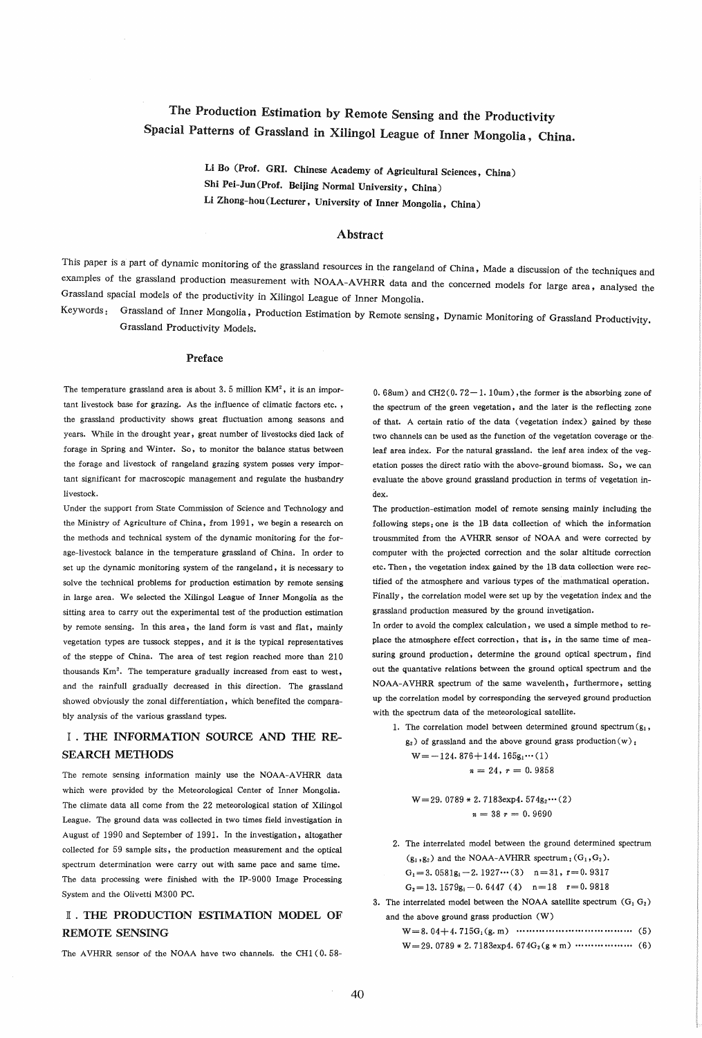# The Production Estimation by Remote Sensing and the Productivity Spacial Patterns of Grassland in Xilingol League of Inner Mongolia, China.

Li Bo (Prof. GRI. Chinese Academy of Agricultural Sciences, China)
Shi Pei-Jun (Prof. Beijing Normal University, China)
Li Zhong-hou (Lecturer, University of Inner Mongolia, China)

## Abstract

This paper is a part of dynamic monitoring of the grassland resources in the rangeland of China, Made a discussion of the techniques and examples of the grassland production measurement with NOAA-AVHRR data and the concerned models for large area, analysed the Grassland spacial models of the productivity in Xilingol League of Inner Mongolia.

Keywords: Grassland of Inner Mongolia, Production Estimation by Remote sensing, Dynamic Monitoring of Grassland Productivity. Grassland Productivity Models.

### Preface

The temperature grassland area is about 3.5 million $KM^2$, it is an important livestock base for grazing. As the influence of climatic factors etc., the grassland productivity shows great fluctuation among seasons and years. While in the drought year, great number of livestocks died lack of forage in Spring and Winter. So, to monitor the balance status between the forage and livestock of rangeland grazing system posses very important significant for macroscopic management and regulate the husbandry livestock.

Under the support from State Commission of Science and Technology and the Ministry of Agriculture of China, from 1991, we begin a research on the methods and technical system of the dynamic monitoring for the forage-livestock balance in the temperature grassland of China. In order to set up the dynamic monitoring system of the rangeland, it is necessary to solve the technical problems for production estimation by remote sensing in large area. We selected the Xilingol League of Inner Mongolia as the sitting area to carry out the experimental test of the production estimation by remote sensing. In this area, the land form is vast and flat, mainly vegetation types are tussock steppes, and it is the typical representatives of the steppe of China. The area of test region reached more than 210 thousands $Km^2$. The temperature gradually increased from east to west, and the rainfull gradually decreased in this direction. The grassland showed obviously the zonal differentiation, which benefited the comparably analysis of the various grassland types.

## Ⅰ. THE INFORMATION SOURCE AND THE RESEARCH METHODS

The remote sensing information mainly use the NOAA-AVHRR data which were provided by the Meteorological Center of Inner Mongolia. The climate data all come from the 22 meteorological station of Xilingol League. The ground data was collected in two times field investigation in August of 1990 and September of 1991. In the investigation, altogather collected for 59 sample sits, the production measurement and the optical spectrum determination were carry out with same pace and same time. The data processing were finished with the IP-9000 Image Processing System and the Olivetti M300 PC.

## Ⅱ. THE PRODUCTION ESTIMATION MODEL OF REMOTE SENSING

The AVHRR sensor of the NOAA have two channels. the CH1 (0.58-0.68um) and CH2 (0.72-1.10um), the former is the absorbing zone of the spectrum of the green vegetation, and the later is the reflecting zone of that. A certain ratio of the data (vegetation index) gained by these two channels can be used as the function of the vegetation coverage or the leaf area index. For the natural grassland. the leaf area index of the vegetation posses the direct ratio with the above-ground biomass. So, we can evaluate the above ground grassland production in terms of vegetation index.

The production-estimation model of remote sensing mainly including the following steps: one is the 1B data collection of which the information trousmmited from the AVHRR sensor of NOAA and were corrected by computer with the projected correction and the solar altitude correction etc. Then, the vegetation index gained by the 1B data collection were rectified of the atmosphere and various types of the mathmatical operation. Finally, the correlation model were set up by the vegetation index and the grassland production measured by the ground invetigation.

In order to avoid the complex calculation, we used a simple method to replace the atmosphere effect correction, that is, in the same time of measuring ground production, determine the ground optical spectrum, find out the quantative relations between the ground optical spectrum and the NOAA-AVHRR spectrum of the same wavelenth, furthermore, setting up the correlation model by corresponding the serveyed ground production with the spectrum data of the meteorological satellite.

1. The correlation model between determined ground spectrum ($g_1$, $g_2$) of grassland and the above ground grass production (w):

   $W = -124.876 + 144.165 g_1 \cdots (1)$

   $n = 24,\ r = 0.9858$

   $W = 29.0789 * 2.7183 \exp 4.574 g_2 \cdots (2)$

   $n = 38\ r = 0.9690$

2. The interrelated model between the ground determined spectrum ($g_1$, $g_2$) and the NOAA-AVHRR spectrum: ($G_1$, $G_2$).

   $G_1 = 3.0581 g_1 - 2.1927 \cdots (3)$ $n = 31,\ r = 0.9317$

   $G_2 = 13.1579 g_1 - 0.6447$ (4) $n = 18$ $r = 0.9818$

3. The interrelated model between the NOAA satellite spectrum ($G_1$ $G_2$) and the above ground grass production (W)

   $W = 8.04 + 4.715 G_1$ (g. m) ………………………………… (5)

   $W = 29.0789 * 2.7183 \exp 4.674 G_2$ (g * m) ……………… (6)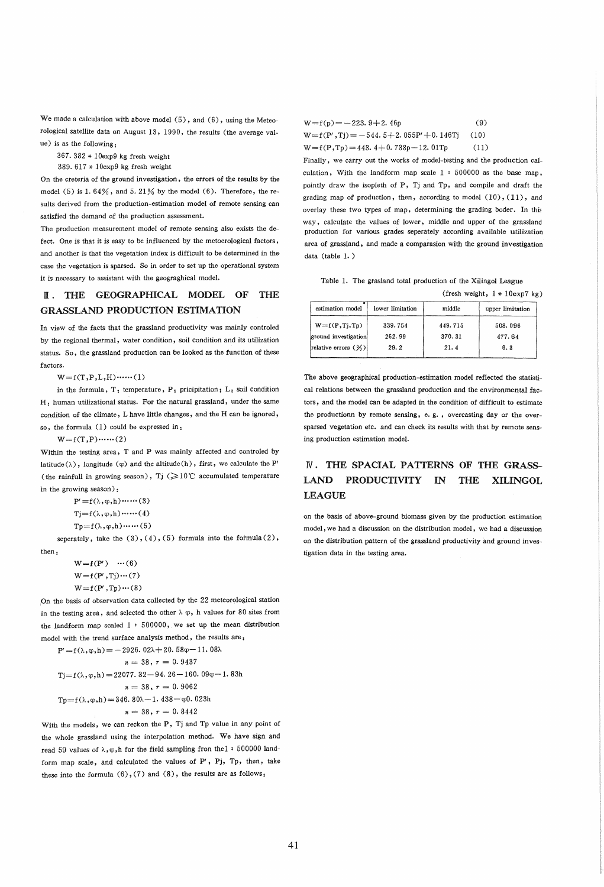We made a calculation with above model (5), and (6), using the Meteorological satellite data on August 13, 1990, the results (the average value) is as the following:

367.382 * 10exp9 kg fresh weight

389.617 * 10exp9 kg fresh weight

On the creteria of the ground investigation, the errors of the results by the model (5) is 1.64%, and 5.21% by the model (6). Therefore, the results derived from the production-estimation model of remote sensing can satisfied the demand of the production assessment.

The production measurement model of remote sensing also exists the defect. One is that it is easy to be influenced by the metoerological factors, and another is that the vegetation index is difficult to be determined in the case the vegetation is sparsed. So in order to set up the operational system it is necessary to assistant with the geograghical model.

## Ⅲ. THE GEOGRAPHICAL MODEL OF THE GRASSLAND PRODUCTION ESTIMATION

In view of the facts that the grassland productivity was mainly controled by the regional thermal, water condition, soil condition and its utilization status. So, the grassland production can be looked as the function of these factors.

$W=f(T,P,L,H)$……(1)

in the formula, T: temperature, P: pricipitation; L: soil condition H: human utilizational status. For the natural grassland, under the same condition of the climate, L have little changes, and the H can be ignored, so, the formula (1) could be expressed in:

$W=f(T,P)$……(2)

Within the testing area, T and P was mainly affected and controled by latitude ($\lambda$), longitude ($\varphi$) and the altitude(h), first, we calculate the $P'$ (the rainfull in growing season), Tj ($\geq 10$℃ accumulated temperature in the growing season):

$P'=f(\lambda,\varphi,h)$……(3)

$Tj=f(\lambda,\varphi,h)$……(4)

$Tp=f(\lambda,\varphi,h)$……(5)

seperately, take the (3), (4), (5) formula into the formula(2), then:

$W=f(P')$ …(6)

$W=f(P',Tj)$…(7)

$W=f(P',Tp)$…(8)

On the basis of observation data collected by the 22 meteorological station in the testing area, and selected the other $\lambda$ $\varphi$, h values for 80 sites from the landform map scaled 1 : 500000, we set up the mean distribution model with the trend surface analysis method, the results are:

$P'=f(\lambda,\varphi,h)=-2926.02\lambda+20.58\varphi-11.08\lambda$

$n=38,\ r=0.9437$

$Tj=f(\lambda,\varphi,h)=22077.32-94.26-160.09\varphi-1.83h$

$n=38,\ r=0.9062$

$Tp=f(\lambda,\varphi,h)=346.80\lambda-1.438-\varphi 0.023h$

$n=38,\ r=0.8442$

With the models, we can reckon the P, Tj and Tp value in any point of the whole grassland using the interpolation method. We have sign and read 59 values of $\lambda,\varphi,h$ for the field sampling fron the1 : 500000 landform map scale, and calculated the values of $P'$, Pj, Tp, then, take these into the formula (6), (7) and (8), the results are as follows:

$W=f(p)=-223.9+2.46p$ (9)

$W=f(P',Tj)=-544.5+2.055P'+0.146Tj$ (10)

$W=f(P,Tp)=443.4+0.738p-12.01Tp$ (11)

Finally, we carry out the works of model-testing and the production calculation, With the landform map scale 1 : 500000 as the base map, pointly draw the isopleth of P, Tj and Tp, and compile and draft the grading map of production, then, according to model (10), (11), and overlay these two types of map, determining the grading boder. In this way, calculate the values of lower, middle and upper of the grassland production for various grades seperately according available utilization area of grassland, and made a comparasion with the ground investigation data (table 1.)

Table 1. The grasland total production of the Xilingol League

(fresh weight, 1 * 10exp7 kg)

| estimation model | lower limitation | middle | upper limitation |
|---|---|---|---|
| W=f(P,Tj,Tp) | 339.754 | 449.715 | 508.096 |
| ground investigation | 262.99 | 370.31 | 477.64 |
| relative errors (%) | 29.2 | 21.4 | 6.3 |

The above geographical production-estimation model reflected the statistical relations between the grassland production and the environmental factors, and the model can be adapted in the condition of difficult to estimate the productionn by remote sensing, e.g., overcasting day or the oversparsed vegetation etc. and can check its results with that by remote sensing production estimation model.

## Ⅳ. THE SPACIAL PATTERNS OF THE GRASSLAND PRODUCTIVITY IN THE XILINGOL LEAGUE

on the basis of above-ground biomass given by the production estimation model, we had a discussion on the distribution model, we had a discussion on the distribution pattern of the grassland productivity and ground investigation data in the testing area.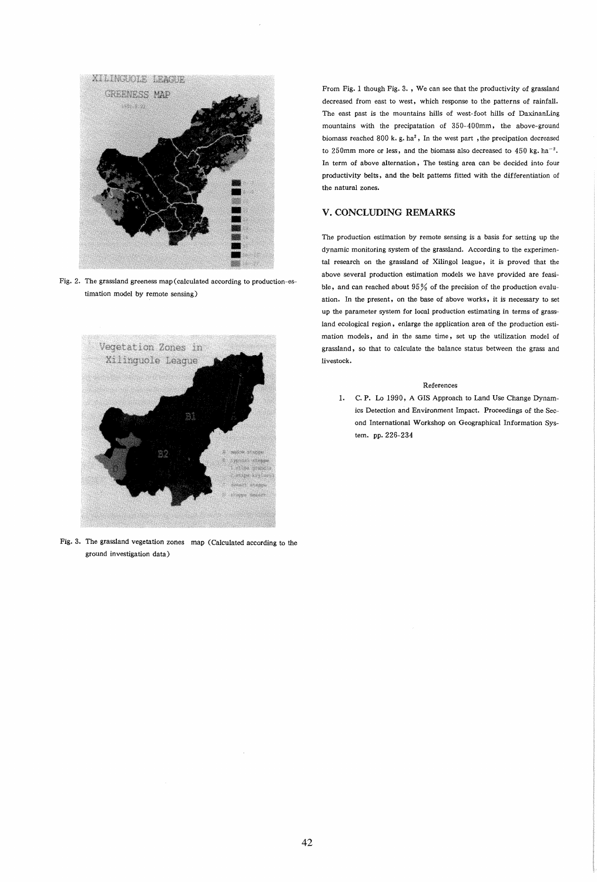XILINGUOLE LEAGUE

GREENESS MAP

Fig. 2. The grassland greeness map(calculated according to production-estimation model by remote sensing)

Vegetation Zones in Xilinguole League

B1

B2

Fig. 3. The grassland vegetation zones map (Calculated according to the ground investigation data)

From Fig. 1 though Fig. 3., We can see that the productivity of grassland decreased from east to west, which response to the patterns of rainfall. The east past is the mountains hills of west-foot hills of DaxinanLing mountains with the precipatation of 350–400mm, the above-ground biomass reached 800 k. g. $ha^2$, In the west part, the precipation decreased to 250mm more or less, and the biomass also decreased to 450 kg. $ha^{-2}$. In term of above alternation, The testing area can be decided into four productivity belts, and the belt pattems fitted with the differentiation of the natural zones.

## V. CONCLUDING REMARKS

The production estimation by remote sensing is a basis for setting up the dynamic monitoring system of the grassland. According to the experimental research on the grassland of Xilingol league, it is proved that the above several production estimation models we have provided are feasible, and can reached about 95% of the precision of the production evaluation. In the present, on the base of above works, it is necessary to set up the parameter system for local production estimating in terms of grassland ecological region, enlarge the application area of the production estimation models, and in the same time, set up the utilization model of grassland, so that to calculate the balance status between the grass and livestock.

### References

1. C. P. Lo 1990, A GIS Approach to Land Use Change Dynamics Detection and Environment Impact. Proceedings of the Second International Workshop on Geographical Information System. pp. 226-234